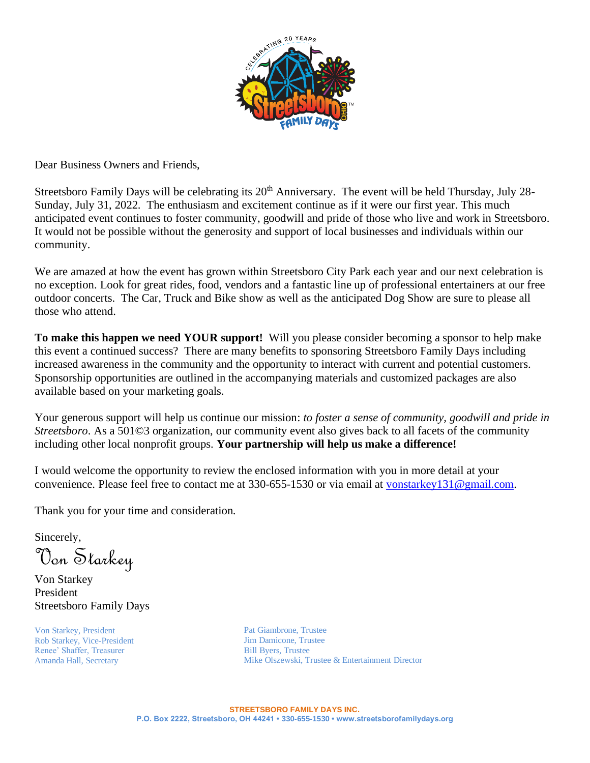Dear Business Owners and Friends,

Streetsboro Family Days will be celebrating its 20th Anniversary. The event will be held Thursday, July 28-Sunday, July 31, 2022. The enthusiasm and excitement continue as if it were our first year. This much anticipated event continues to foster community, goodwill and pride of those who live and work in Streetsboro. It would not be possible without the generosity and support of local businesses and individuals within our community.

We are amazed at how the event has grown within Streetsboro City Park each year and our next celebration is no exception. Look for great rides, food, vendors and a fantastic line up of professional entertainers at our free outdoor concerts. The Car, Truck and Bike show as well as the anticipated Dog Show are sure to please all those who attend.

**To make this happen we need YOUR support!** Will you please consider becoming a sponsor to help make this event a continued success? There are many benefits to sponsoring Streetsboro Family Days including increased awareness in the community and the opportunity to interact with current and potential customers. Sponsorship opportunities are outlined in the accompanying materials and customized packages are also available based on your marketing goals.

Your generous support will help us continue our mission: *to foster a sense of community, goodwill and pride in Streetsboro*. As a 501©3 organization, our community event also gives back to all facets of the community including other local nonprofit groups. **Your partnership will help us make a difference!**

I would welcome the opportunity to review the enclosed information with you in more detail at your convenience. Please feel free to contact me at 330-655-1530 or via email at vonstarkey131@gmail.com.

Thank you for your time and consideration.

Sincerely,

Von Starkey

Von Starkey
President
Streetsboro Family Days

Von Starkey, President
Rob Starkey, Vice-President
Renee' Shaffer, Treasurer
Amanda Hall, Secretary

Pat Giambrone, Trustee
Jim Damicone, Trustee
Bill Byers, Trustee
Mike Olszewski, Trustee & Entertainment Director

**STREETSBORO FAMILY DAYS INC.**
**P.O. Box 2222, Streetsboro, OH 44241 • 330-655-1530 • www.streetsborofamilydays.org**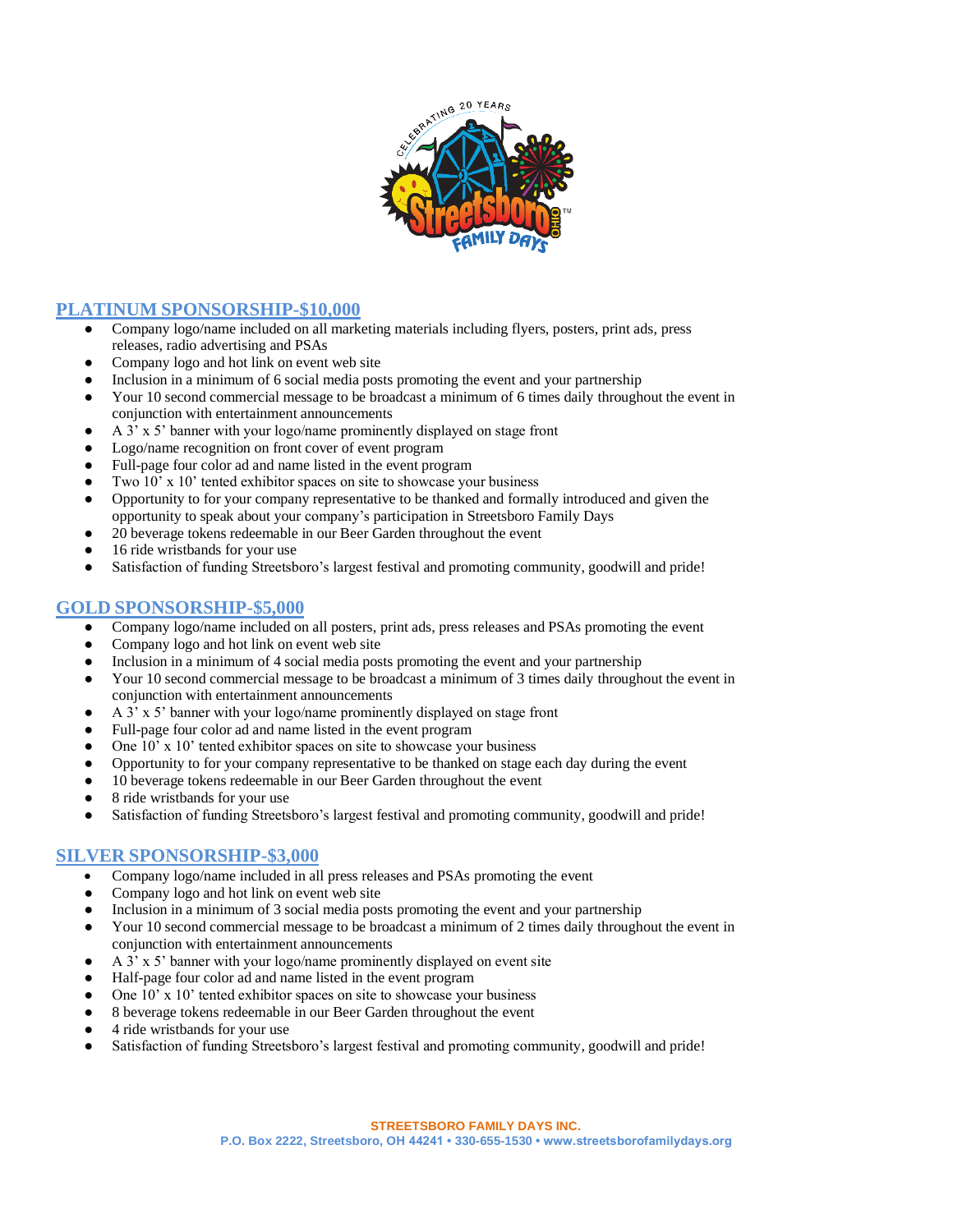## PLATINUM SPONSORSHIP-$10,000

- Company logo/name included on all marketing materials including flyers, posters, print ads, press releases, radio advertising and PSAs
- Company logo and hot link on event web site
- Inclusion in a minimum of 6 social media posts promoting the event and your partnership
- Your 10 second commercial message to be broadcast a minimum of 6 times daily throughout the event in conjunction with entertainment announcements
- A 3' x 5' banner with your logo/name prominently displayed on stage front
- Logo/name recognition on front cover of event program
- Full-page four color ad and name listed in the event program
- Two 10' x 10' tented exhibitor spaces on site to showcase your business
- Opportunity to for your company representative to be thanked and formally introduced and given the opportunity to speak about your company's participation in Streetsboro Family Days
- 20 beverage tokens redeemable in our Beer Garden throughout the event
- 16 ride wristbands for your use
- Satisfaction of funding Streetsboro's largest festival and promoting community, goodwill and pride!

## GOLD SPONSORSHIP-$5,000

- Company logo/name included on all posters, print ads, press releases and PSAs promoting the event
- Company logo and hot link on event web site
- Inclusion in a minimum of 4 social media posts promoting the event and your partnership
- Your 10 second commercial message to be broadcast a minimum of 3 times daily throughout the event in conjunction with entertainment announcements
- A 3' x 5' banner with your logo/name prominently displayed on stage front
- Full-page four color ad and name listed in the event program
- One 10' x 10' tented exhibitor spaces on site to showcase your business
- Opportunity to for your company representative to be thanked on stage each day during the event
- 10 beverage tokens redeemable in our Beer Garden throughout the event
- 8 ride wristbands for your use
- Satisfaction of funding Streetsboro's largest festival and promoting community, goodwill and pride!

## SILVER SPONSORSHIP-$3,000

- Company logo/name included in all press releases and PSAs promoting the event
- Company logo and hot link on event web site
- Inclusion in a minimum of 3 social media posts promoting the event and your partnership
- Your 10 second commercial message to be broadcast a minimum of 2 times daily throughout the event in conjunction with entertainment announcements
- A 3' x 5' banner with your logo/name prominently displayed on event site
- Half-page four color ad and name listed in the event program
- One 10' x 10' tented exhibitor spaces on site to showcase your business
- 8 beverage tokens redeemable in our Beer Garden throughout the event
- 4 ride wristbands for your use
- Satisfaction of funding Streetsboro's largest festival and promoting community, goodwill and pride!

**STREETSBORO FAMILY DAYS INC.**
**P.O. Box 2222, Streetsboro, OH 44241 • 330-655-1530 • www.streetsborofamilydays.org**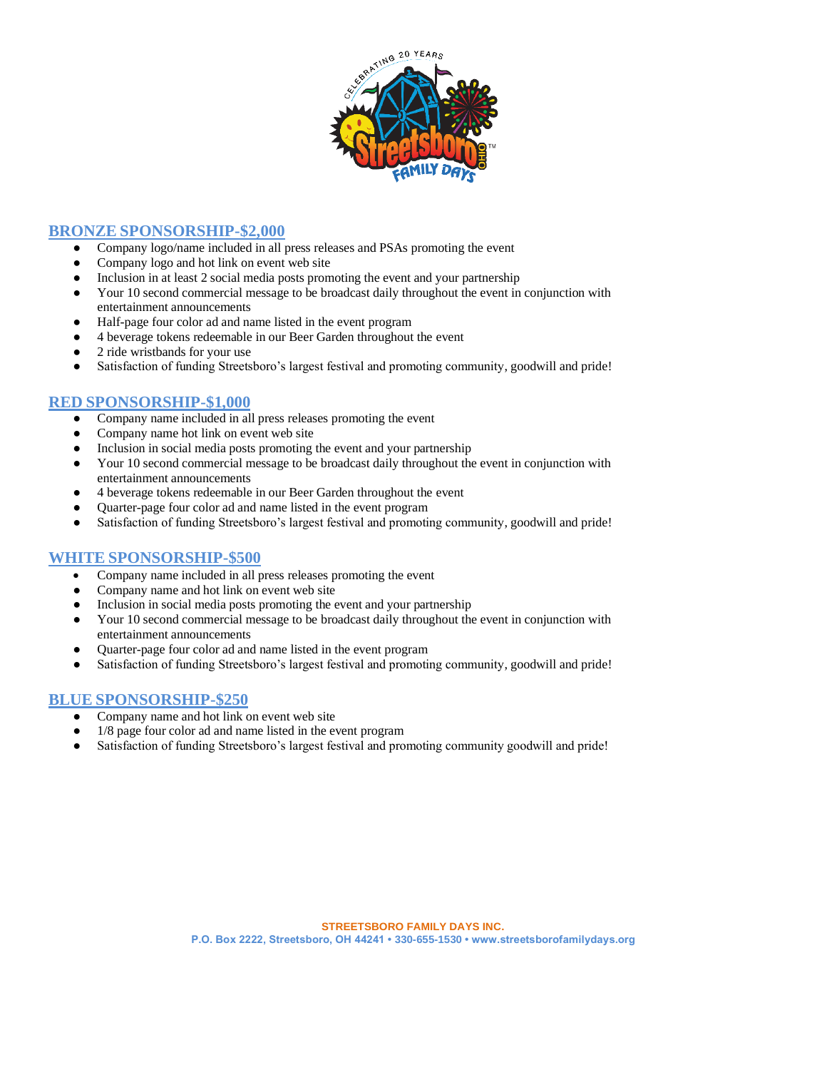## BRONZE SPONSORSHIP-$2,000

- Company logo/name included in all press releases and PSAs promoting the event
- Company logo and hot link on event web site
- Inclusion in at least 2 social media posts promoting the event and your partnership
- Your 10 second commercial message to be broadcast daily throughout the event in conjunction with entertainment announcements
- Half-page four color ad and name listed in the event program
- 4 beverage tokens redeemable in our Beer Garden throughout the event
- 2 ride wristbands for your use
- Satisfaction of funding Streetsboro's largest festival and promoting community, goodwill and pride!

## RED SPONSORSHIP-$1,000

- Company name included in all press releases promoting the event
- Company name hot link on event web site
- Inclusion in social media posts promoting the event and your partnership
- Your 10 second commercial message to be broadcast daily throughout the event in conjunction with entertainment announcements
- 4 beverage tokens redeemable in our Beer Garden throughout the event
- Quarter-page four color ad and name listed in the event program
- Satisfaction of funding Streetsboro's largest festival and promoting community, goodwill and pride!

## WHITE SPONSORSHIP-$500

- Company name included in all press releases promoting the event
- Company name and hot link on event web site
- Inclusion in social media posts promoting the event and your partnership
- Your 10 second commercial message to be broadcast daily throughout the event in conjunction with entertainment announcements
- Quarter-page four color ad and name listed in the event program
- Satisfaction of funding Streetsboro's largest festival and promoting community, goodwill and pride!

## BLUE SPONSORSHIP-$250

- Company name and hot link on event web site
- 1/8 page four color ad and name listed in the event program
- Satisfaction of funding Streetsboro's largest festival and promoting community goodwill and pride!

**STREETSBORO FAMILY DAYS INC.**
**P.O. Box 2222, Streetsboro, OH 44241 • 330-655-1530 • www.streetsborofamilydays.org**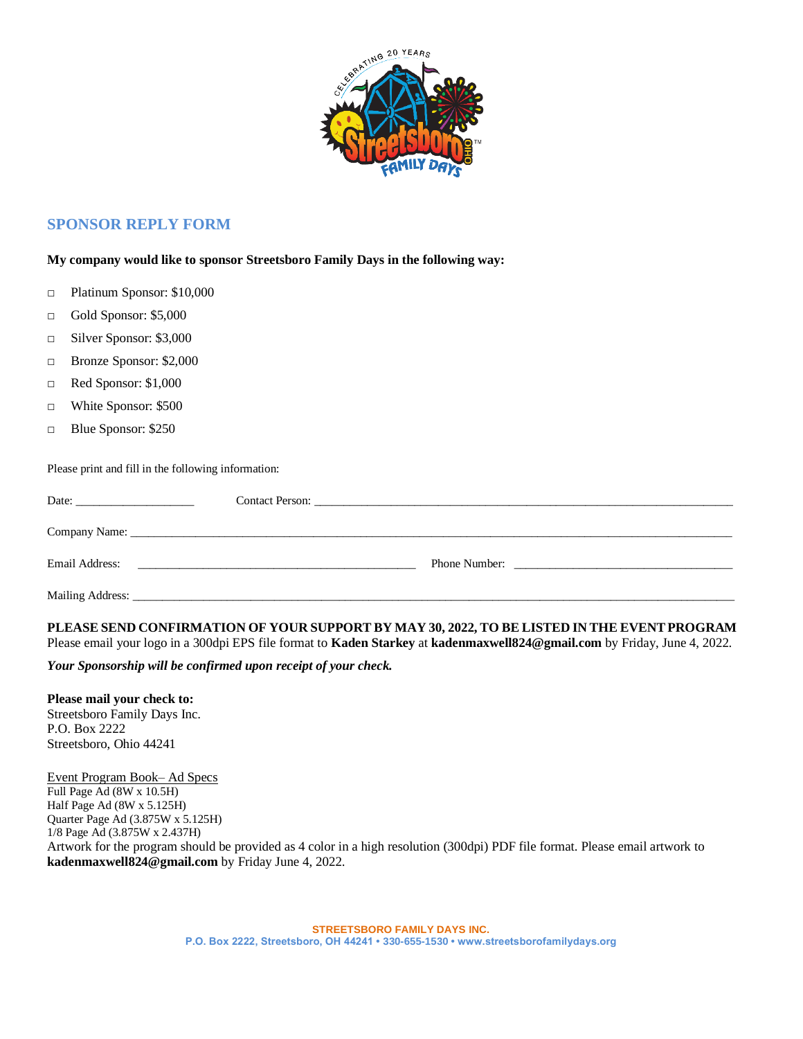## SPONSOR REPLY FORM

**My company would like to sponsor Streetsboro Family Days in the following way:**

- □ Platinum Sponsor: $10,000
- □ Gold Sponsor: $5,000
- □ Silver Sponsor: $3,000
- □ Bronze Sponsor: $2,000
- □ Red Sponsor: $1,000
- □ White Sponsor: $500
- □ Blue Sponsor: $250

Please print and fill in the following information:

Date: ____________________ Contact Person: ______________________________________________

Company Name: ______________________________________________________________________

Email Address: ______________________________ Phone Number: ________________________

Mailing Address: _____________________________________________________________________

**PLEASE SEND CONFIRMATION OF YOUR SUPPORT BY MAY 30, 2022, TO BE LISTED IN THE EVENT PROGRAM**
Please email your logo in a 300dpi EPS file format to **Kaden Starkey** at **kadenmaxwell824@gmail.com** by Friday, June 4, 2022.

***Your Sponsorship will be confirmed upon receipt of your check.***

**Please mail your check to:**
Streetsboro Family Days Inc.
P.O. Box 2222
Streetsboro, Ohio 44241

Event Program Book– Ad Specs
Full Page Ad (8W x 10.5H)
Half Page Ad (8W x 5.125H)
Quarter Page Ad (3.875W x 5.125H)
1/8 Page Ad (3.875W x 2.437H)
Artwork for the program should be provided as 4 color in a high resolution (300dpi) PDF file format. Please email artwork to **kadenmaxwell824@gmail.com** by Friday June 4, 2022.

**STREETSBORO FAMILY DAYS INC.**
**P.O. Box 2222, Streetsboro, OH 44241 • 330-655-1530 • www.streetsborofamilydays.org**